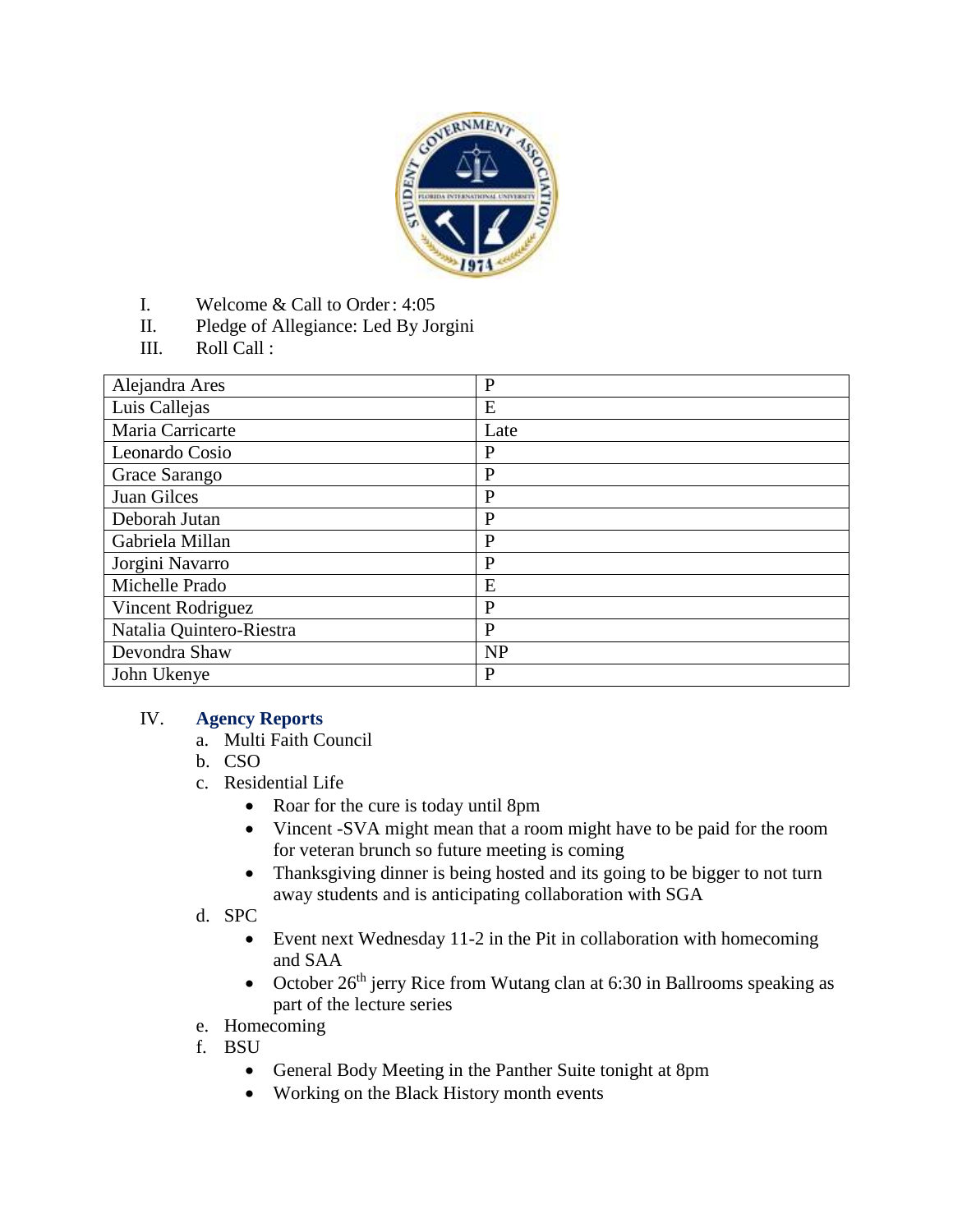I. Welcome & Call to Order: 4:05

II. Pledge of Allegiance: Led By Jorgini

III. Roll Call :

| Alejandra Ares | P |
|---|---|
| Luis Callejas | E |
| Maria Carricarte | Late |
| Leonardo Cosio | P |
| Grace Sarango | P |
| Juan Gilces | P |
| Deborah Jutan | P |
| Gabriela Millan | P |
| Jorgini Navarro | P |
| Michelle Prado | E |
| Vincent Rodriguez | P |
| Natalia Quintero-Riestra | P |
| Devondra Shaw | NP |
| John Ukenye | P |

IV. **Agency Reports**

a. Multi Faith Council

b. CSO

c. Residential Life
   - Roar for the cure is today until 8pm
   - Vincent -SVA might mean that a room might have to be paid for the room for veteran brunch so future meeting is coming
   - Thanksgiving dinner is being hosted and its going to be bigger to not turn away students and is anticipating collaboration with SGA

d. SPC
   - Event next Wednesday 11-2 in the Pit in collaboration with homecoming and SAA
   - October 26th jerry Rice from Wutang clan at 6:30 in Ballrooms speaking as part of the lecture series

e. Homecoming

f. BSU
   - General Body Meeting in the Panther Suite tonight at 8pm
   - Working on the Black History month events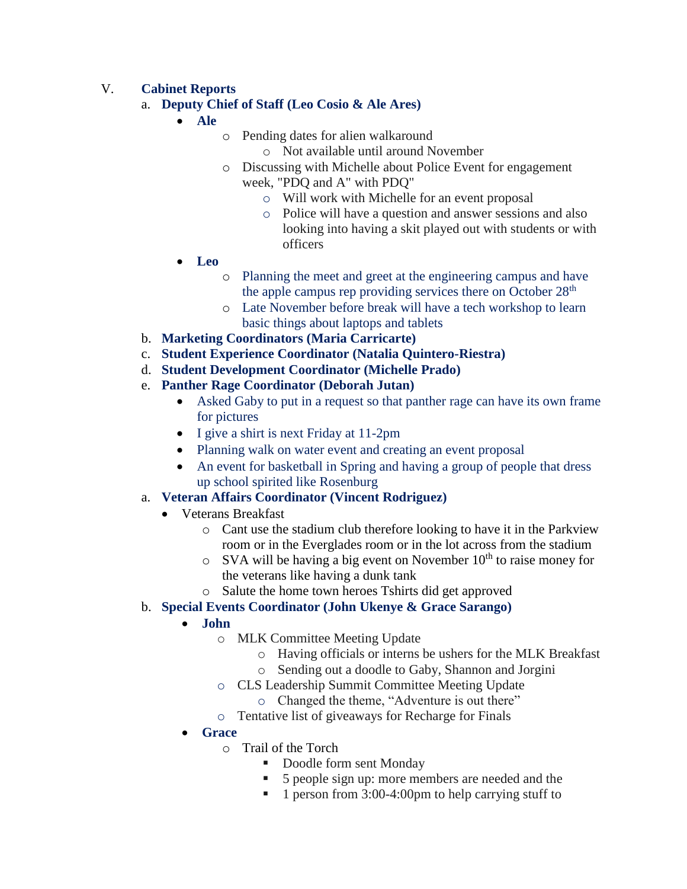V. **Cabinet Reports**

a. **Deputy Chief of Staff (Leo Cosio & Ale Ares)**

- **Ale**
  - Pending dates for alien walkaround
    - Not available until around November
  - Discussing with Michelle about Police Event for engagement week, "PDQ and A" with PDQ"
    - Will work with Michelle for an event proposal
    - Police will have a question and answer sessions and also looking into having a skit played out with students or with officers
- **Leo**
  - Planning the meet and greet at the engineering campus and have the apple campus rep providing services there on October 28th
  - Late November before break will have a tech workshop to learn basic things about laptops and tablets

b. **Marketing Coordinators (Maria Carricarte)**

c. **Student Experience Coordinator (Natalia Quintero-Riestra)**

d. **Student Development Coordinator (Michelle Prado)**

e. **Panther Rage Coordinator (Deborah Jutan)**

- Asked Gaby to put in a request so that panther rage can have its own frame for pictures
- I give a shirt is next Friday at 11-2pm
- Planning walk on water event and creating an event proposal
- An event for basketball in Spring and having a group of people that dress up school spirited like Rosenburg

a. **Veteran Affairs Coordinator (Vincent Rodriguez)**

- Veterans Breakfast
  - Cant use the stadium club therefore looking to have it in the Parkview room or in the Everglades room or in the lot across from the stadium
  - SVA will be having a big event on November 10th to raise money for the veterans like having a dunk tank
  - Salute the home town heroes Tshirts did get approved

b. **Special Events Coordinator (John Ukenye & Grace Sarango)**

- **John**
  - MLK Committee Meeting Update
    - Having officials or interns be ushers for the MLK Breakfast
    - Sending out a doodle to Gaby, Shannon and Jorgini
  - CLS Leadership Summit Committee Meeting Update
    - Changed the theme, "Adventure is out there"
  - Tentative list of giveaways for Recharge for Finals
- **Grace**
  - Trail of the Torch
    - Doodle form sent Monday
    - 5 people sign up: more members are needed and the
    - 1 person from 3:00-4:00pm to help carrying stuff to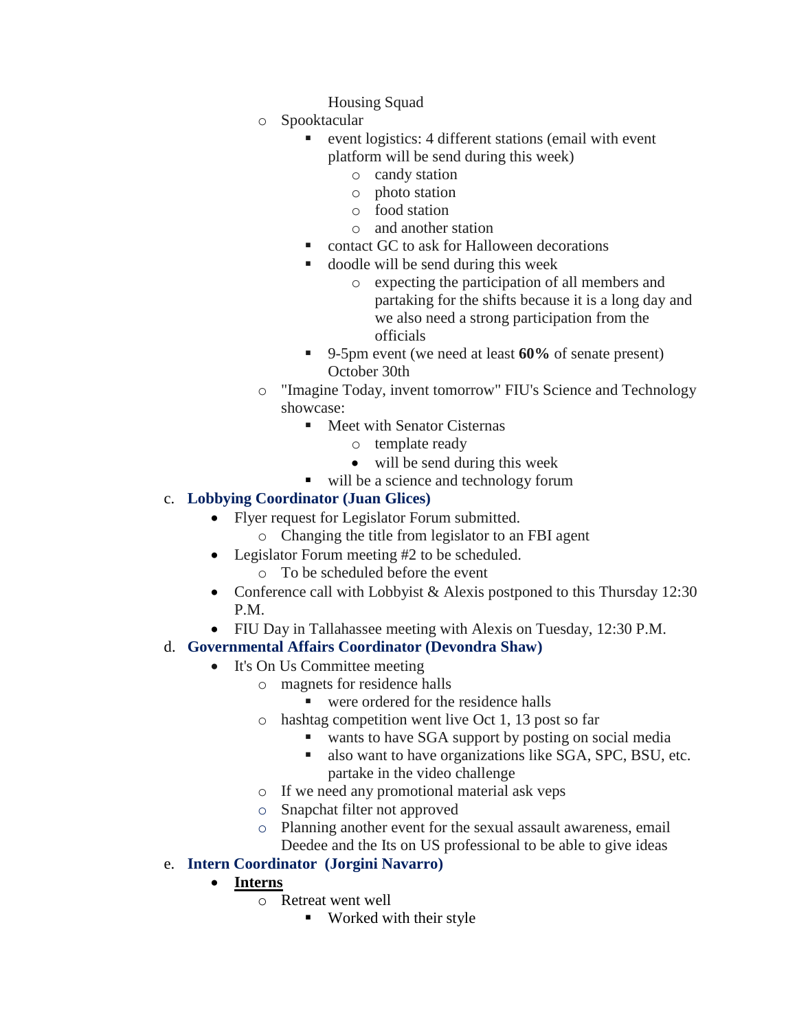- Housing Squad
  - Spooktacular
    - event logistics: 4 different stations (email with event platform will be send during this week)
      - candy station
      - photo station
      - food station
      - and another station
    - contact GC to ask for Halloween decorations
    - doodle will be send during this week
      - expecting the participation of all members and partaking for the shifts because it is a long day and we also need a strong participation from the officials
    - 9-5pm event (we need at least **60%** of senate present) October 30th
  - "Imagine Today, invent tomorrow" FIU's Science and Technology showcase:
    - Meet with Senator Cisternas
      - template ready
      - will be send during this week
    - will be a science and technology forum

c. **Lobbying Coordinator (Juan Glices)**

- Flyer request for Legislator Forum submitted.
  - Changing the title from legislator to an FBI agent
- Legislator Forum meeting #2 to be scheduled.
  - To be scheduled before the event
- Conference call with Lobbyist & Alexis postponed to this Thursday 12:30 P.M.
- FIU Day in Tallahassee meeting with Alexis on Tuesday, 12:30 P.M.

d. **Governmental Affairs Coordinator (Devondra Shaw)**

- It's On Us Committee meeting
  - magnets for residence halls
    - were ordered for the residence halls
  - hashtag competition went live Oct 1, 13 post so far
    - wants to have SGA support by posting on social media
    - also want to have organizations like SGA, SPC, BSU, etc. partake in the video challenge
  - If we need any promotional material ask veps
  - Snapchat filter not approved
  - Planning another event for the sexual assault awareness, email Deedee and the Its on US professional to be able to give ideas

e. **Intern Coordinator (Jorgini Navarro)**

- **Interns**
  - Retreat went well
    - Worked with their style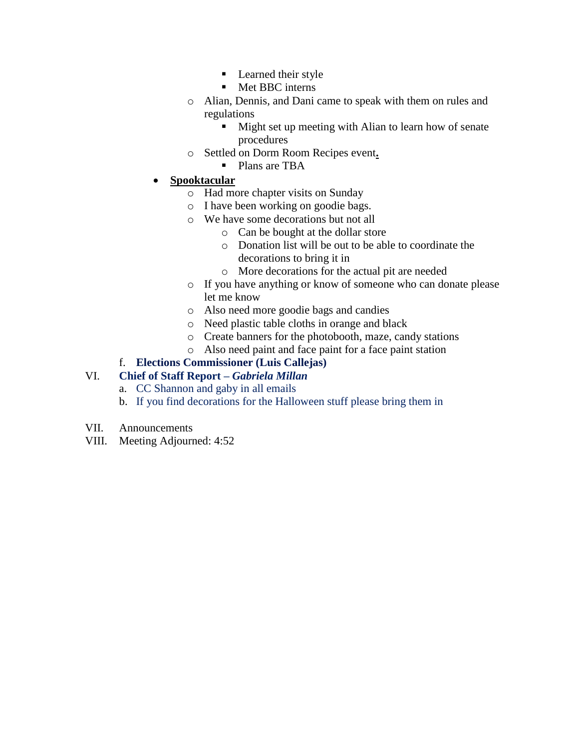- Learned their style
        - Met BBC interns
    - Alian, Dennis, and Dani came to speak with them on rules and regulations
        - Might set up meeting with Alian to learn how of senate procedures
    - Settled on Dorm Room Recipes event.
        - Plans are TBA
- **Spooktacular**
    - Had more chapter visits on Sunday
    - I have been working on goodie bags.
    - We have some decorations but not all
        - Can be bought at the dollar store
        - Donation list will be out to be able to coordinate the decorations to bring it in
        - More decorations for the actual pit are needed
    - If you have anything or know of someone who can donate please let me know
    - Also need more goodie bags and candies
    - Need plastic table cloths in orange and black
    - Create banners for the photobooth, maze, candy stations
    - Also need paint and face paint for a face paint station

f. **Elections Commissioner (Luis Callejas)**

VI. **Chief of Staff Report – *Gabriela Millan***

a. CC Shannon and gaby in all emails

b. If you find decorations for the Halloween stuff please bring them in

VII. Announcements

VIII. Meeting Adjourned: 4:52